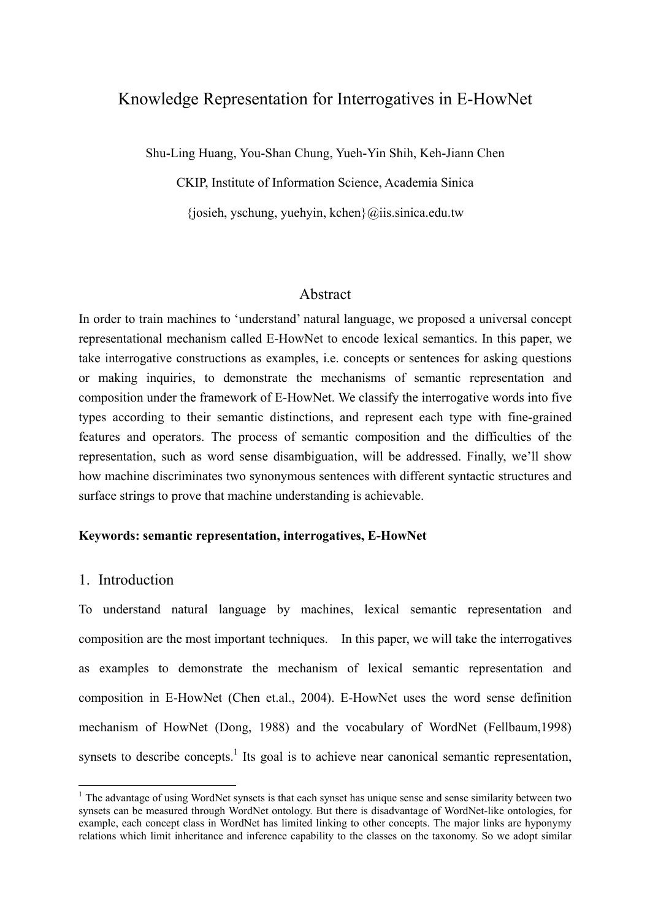# Knowledge Representation for Interrogatives in E-HowNet

Shu-Ling Huang, You-Shan Chung, Yueh-Yin Shih, Keh-Jiann Chen

CKIP, Institute of Information Science, Academia Sinica

{josieh, yschung, yuehyin, kchen}@iis.sinica.edu.tw

## Abstract

In order to train machines to 'understand' natural language, we proposed a universal concept representational mechanism called E-HowNet to encode lexical semantics. In this paper, we take interrogative constructions as examples, i.e. concepts or sentences for asking questions or making inquiries, to demonstrate the mechanisms of semantic representation and composition under the framework of E-HowNet. We classify the interrogative words into five types according to their semantic distinctions, and represent each type with fine-grained features and operators. The process of semantic composition and the difficulties of the representation, such as word sense disambiguation, will be addressed. Finally, we'll show how machine discriminates two synonymous sentences with different syntactic structures and surface strings to prove that machine understanding is achievable.

**Keywords: semantic representation, interrogatives, E-HowNet**

## 1. Introduction

To understand natural language by machines, lexical semantic representation and composition are the most important techniques. In this paper, we will take the interrogatives as examples to demonstrate the mechanism of lexical semantic representation and composition in E-HowNet (Chen et.al., 2004). E-HowNet uses the word sense definition mechanism of HowNet (Dong, 1988) and the vocabulary of WordNet (Fellbaum,1998) synsets to describe concepts.[1] Its goal is to achieve near canonical semantic representation,

[1] The advantage of using WordNet synsets is that each synset has unique sense and sense similarity between two synsets can be measured through WordNet ontology. But there is disadvantage of WordNet-like ontologies, for example, each concept class in WordNet has limited linking to other concepts. The major links are hyponymy relations which limit inheritance and inference capability to the classes on the taxonomy. So we adopt similar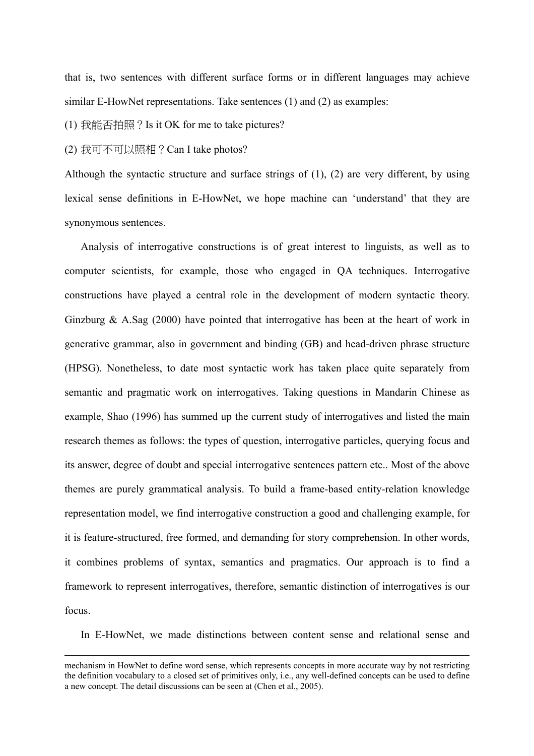that is, two sentences with different surface forms or in different languages may achieve similar E-HowNet representations. Take sentences (1) and (2) as examples:

(1) 我能否拍照？Is it OK for me to take pictures?

(2) 我可不可以照相？Can I take photos?

Although the syntactic structure and surface strings of (1), (2) are very different, by using lexical sense definitions in E-HowNet, we hope machine can 'understand' that they are synonymous sentences.

Analysis of interrogative constructions is of great interest to linguists, as well as to computer scientists, for example, those who engaged in QA techniques. Interrogative constructions have played a central role in the development of modern syntactic theory. Ginzburg & A.Sag (2000) have pointed that interrogative has been at the heart of work in generative grammar, also in government and binding (GB) and head-driven phrase structure (HPSG). Nonetheless, to date most syntactic work has taken place quite separately from semantic and pragmatic work on interrogatives. Taking questions in Mandarin Chinese as example, Shao (1996) has summed up the current study of interrogatives and listed the main research themes as follows: the types of question, interrogative particles, querying focus and its answer, degree of doubt and special interrogative sentences pattern etc.. Most of the above themes are purely grammatical analysis. To build a frame-based entity-relation knowledge representation model, we find interrogative construction a good and challenging example, for it is feature-structured, free formed, and demanding for story comprehension. In other words, it combines problems of syntax, semantics and pragmatics. Our approach is to find a framework to represent interrogatives, therefore, semantic distinction of interrogatives is our focus.

In E-HowNet, we made distinctions between content sense and relational sense and

---

mechanism in HowNet to define word sense, which represents concepts in more accurate way by not restricting the definition vocabulary to a closed set of primitives only, i.e., any well-defined concepts can be used to define a new concept. The detail discussions can be seen at (Chen et al., 2005).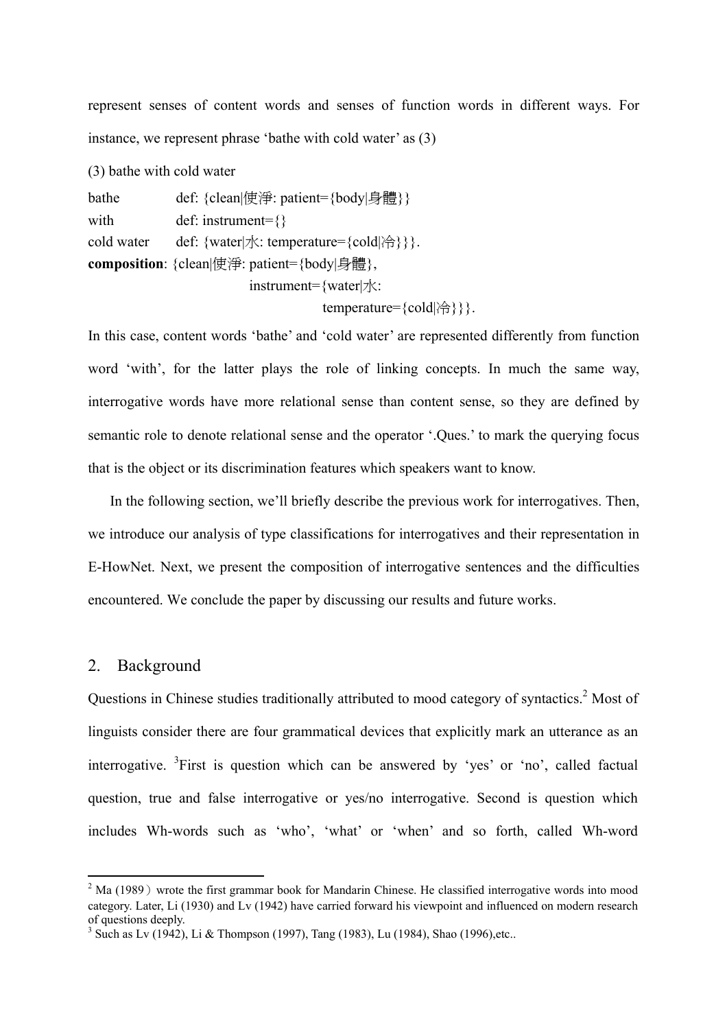represent senses of content words and senses of function words in different ways. For instance, we represent phrase 'bathe with cold water' as (3)

(3) bathe with cold water

```
bathe         def: {clean|使淨: patient={body|身體}}
with          def: instrument={}
cold water    def: {water|水: temperature={cold|冷}}}.
```

**composition**: {clean|使淨: patient={body|身體},
    instrument={water|水:
        temperature={cold|冷}}}.

In this case, content words 'bathe' and 'cold water' are represented differently from function word 'with', for the latter plays the role of linking concepts. In much the same way, interrogative words have more relational sense than content sense, so they are defined by semantic role to denote relational sense and the operator '.Ques.' to mark the querying focus that is the object or its discrimination features which speakers want to know.

In the following section, we'll briefly describe the previous work for interrogatives. Then, we introduce our analysis of type classifications for interrogatives and their representation in E-HowNet. Next, we present the composition of interrogative sentences and the difficulties encountered. We conclude the paper by discussing our results and future works.

## 2. Background

Questions in Chinese studies traditionally attributed to mood category of syntactics.[2] Most of linguists consider there are four grammatical devices that explicitly mark an utterance as an interrogative. [3]First is question which can be answered by 'yes' or 'no', called factual question, true and false interrogative or yes/no interrogative. Second is question which includes Wh-words such as 'who', 'what' or 'when' and so forth, called Wh-word

---

[2] Ma (1989）wrote the first grammar book for Mandarin Chinese. He classified interrogative words into mood category. Later, Li (1930) and Lv (1942) have carried forward his viewpoint and influenced on modern research of questions deeply.

[3] Such as Lv (1942), Li & Thompson (1997), Tang (1983), Lu (1984), Shao (1996),etc..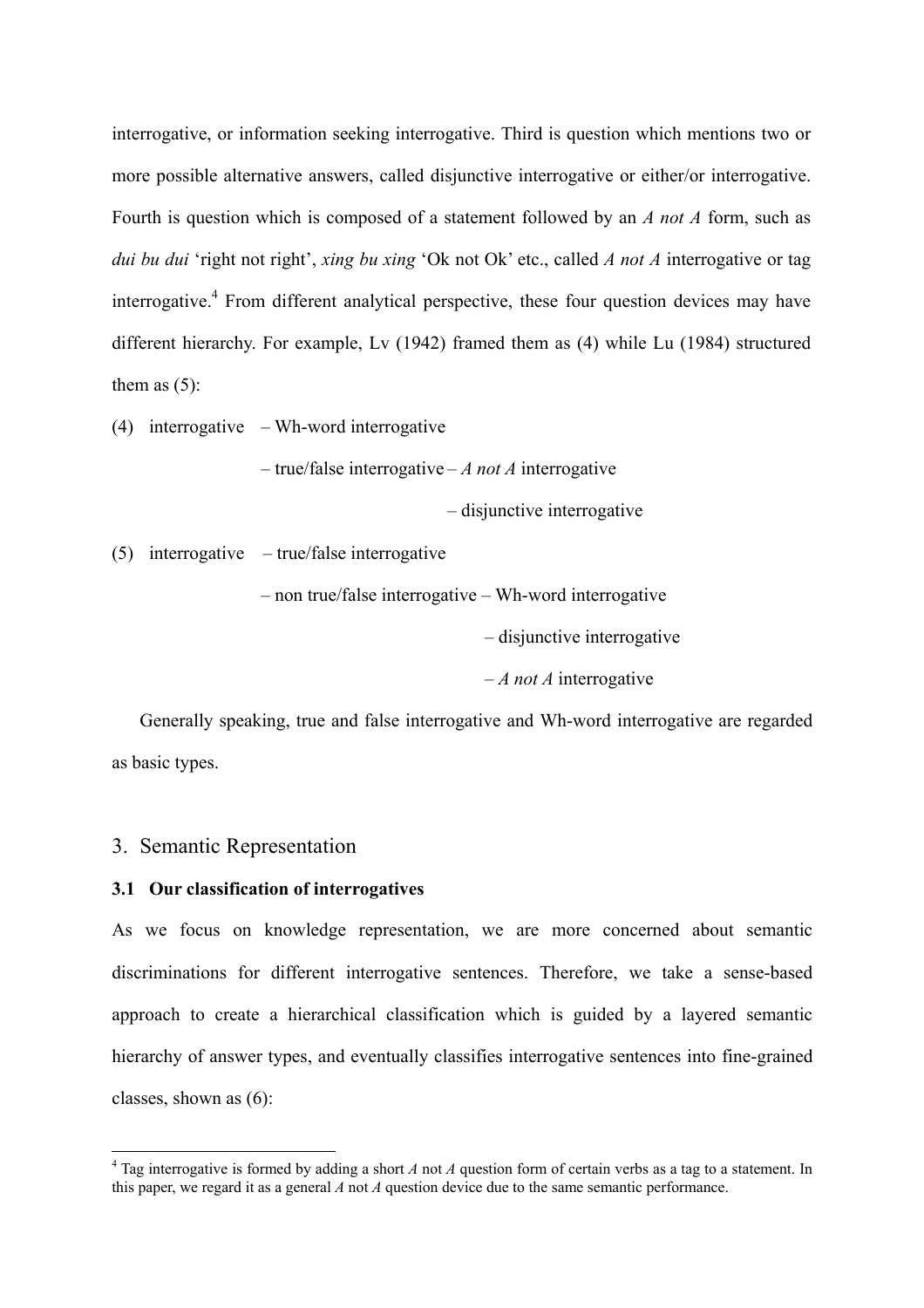interrogative, or information seeking interrogative. Third is question which mentions two or more possible alternative answers, called disjunctive interrogative or either/or interrogative. Fourth is question which is composed of a statement followed by an *A not A* form, such as *dui bu dui* 'right not right', *xing bu xing* 'Ok not Ok' etc., called *A not A* interrogative or tag interrogative.[4] From different analytical perspective, these four question devices may have different hierarchy. For example, Lv (1942) framed them as (4) while Lu (1984) structured them as (5):

(4) interrogative – Wh-word interrogative

  – true/false interrogative – *A not A* interrogative

    – disjunctive interrogative

(5) interrogative – true/false interrogative

  – non true/false interrogative – Wh-word interrogative

    – disjunctive interrogative

    – *A not A* interrogative

Generally speaking, true and false interrogative and Wh-word interrogative are regarded as basic types.

## 3. Semantic Representation

### 3.1 Our classification of interrogatives

As we focus on knowledge representation, we are more concerned about semantic discriminations for different interrogative sentences. Therefore, we take a sense-based approach to create a hierarchical classification which is guided by a layered semantic hierarchy of answer types, and eventually classifies interrogative sentences into fine-grained classes, shown as (6):

---

[4] Tag interrogative is formed by adding a short *A* not *A* question form of certain verbs as a tag to a statement. In this paper, we regard it as a general *A* not *A* question device due to the same semantic performance.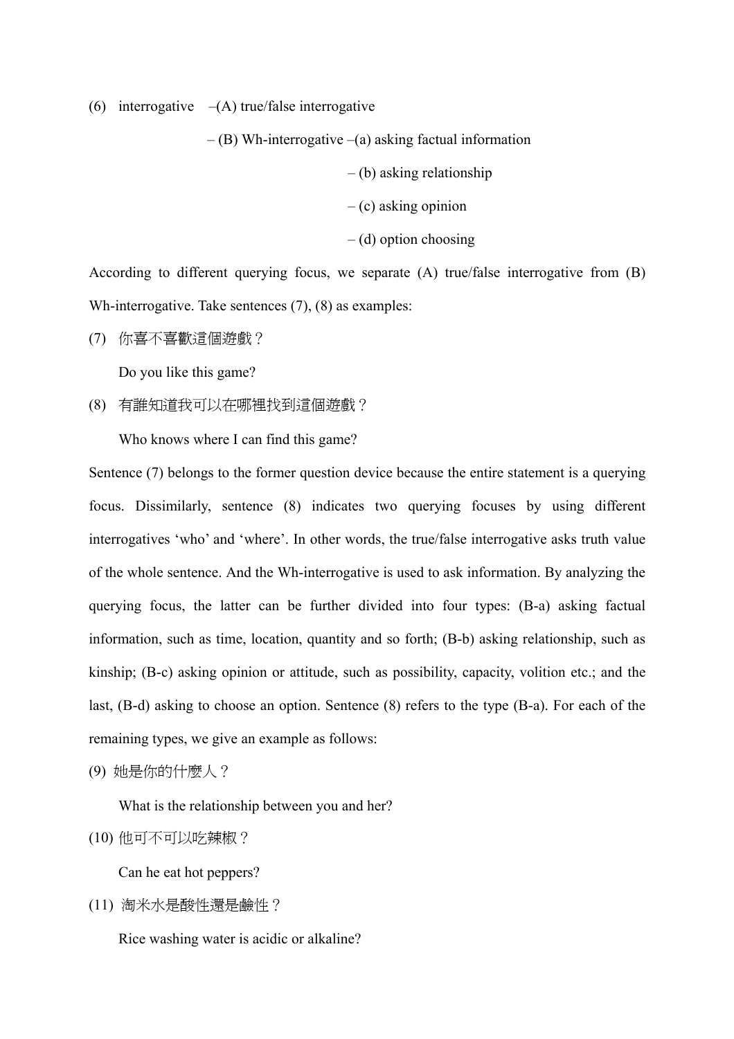(6) interrogative –(A) true/false interrogative

– (B) Wh-interrogative –(a) asking factual information

– (b) asking relationship

– (c) asking opinion

– (d) option choosing

According to different querying focus, we separate (A) true/false interrogative from (B) Wh-interrogative. Take sentences (7), (8) as examples:

(7) 你喜不喜歡這個遊戲？

Do you like this game?

(8) 有誰知道我可以在哪裡找到這個遊戲？

Who knows where I can find this game?

Sentence (7) belongs to the former question device because the entire statement is a querying focus. Dissimilarly, sentence (8) indicates two querying focuses by using different interrogatives 'who' and 'where'. In other words, the true/false interrogative asks truth value of the whole sentence. And the Wh-interrogative is used to ask information. By analyzing the querying focus, the latter can be further divided into four types: (B-a) asking factual information, such as time, location, quantity and so forth; (B-b) asking relationship, such as kinship; (B-c) asking opinion or attitude, such as possibility, capacity, volition etc.; and the last, (B-d) asking to choose an option. Sentence (8) refers to the type (B-a). For each of the remaining types, we give an example as follows:

(9) 她是你的什麼人？

What is the relationship between you and her?

(10) 他可不可以吃辣椒？

Can he eat hot peppers?

(11) 淘米水是酸性還是鹼性？

Rice washing water is acidic or alkaline?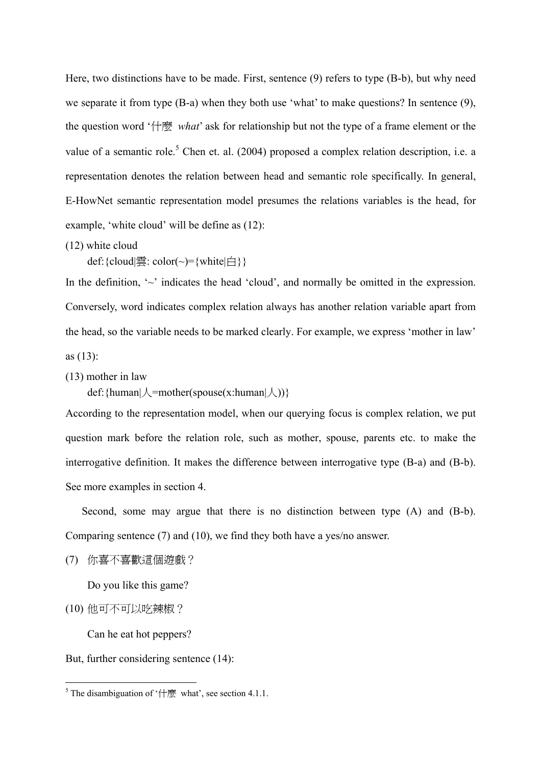Here, two distinctions have to be made. First, sentence (9) refers to type (B-b), but why need we separate it from type (B-a) when they both use 'what' to make questions? In sentence (9), the question word '什麼 *what*' ask for relationship but not the type of a frame element or the value of a semantic role.[5] Chen et. al. (2004) proposed a complex relation description, i.e. a representation denotes the relation between head and semantic role specifically. In general, E-HowNet semantic representation model presumes the relations variables is the head, for example, 'white cloud' will be define as (12):

(12) white cloud

  def:{cloud|雲: color(~)={white|白}}

In the definition, '~' indicates the head 'cloud', and normally be omitted in the expression. Conversely, word indicates complex relation always has another relation variable apart from the head, so the variable needs to be marked clearly. For example, we express 'mother in law' as (13):

(13) mother in law

  def:{human|人=mother(spouse(x:human|人))}

According to the representation model, when our querying focus is complex relation, we put question mark before the relation role, such as mother, spouse, parents etc. to make the interrogative definition. It makes the difference between interrogative type (B-a) and (B-b). See more examples in section 4.

Second, some may argue that there is no distinction between type (A) and (B-b). Comparing sentence (7) and (10), we find they both have a yes/no answer.

(7) 你喜不喜歡這個遊戲？

  Do you like this game?

(10) 他可不可以吃辣椒？

  Can he eat hot peppers?

But, further considering sentence (14):

---

[5] The disambiguation of '什麼 what', see section 4.1.1.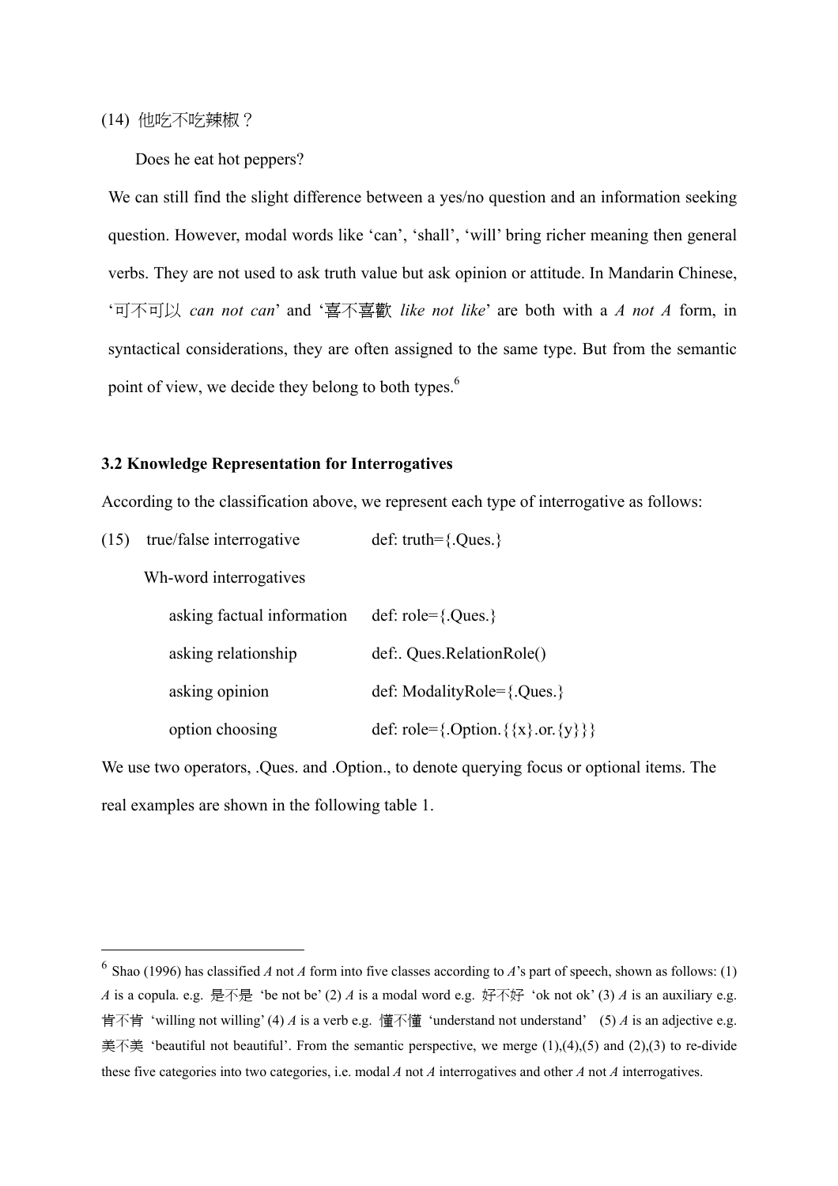(14) 他吃不吃辣椒？

Does he eat hot peppers?

We can still find the slight difference between a yes/no question and an information seeking question. However, modal words like ‘can’, ‘shall’, ‘will’ bring richer meaning then general verbs. They are not used to ask truth value but ask opinion or attitude. In Mandarin Chinese, ‘可不可以 *can not can*’ and ‘喜不喜歡 *like not like*’ are both with a *A not A* form, in syntactical considerations, they are often assigned to the same type. But from the semantic point of view, we decide they belong to both types.[6]

### 3.2 Knowledge Representation for Interrogatives

According to the classification above, we represent each type of interrogative as follows:

(15) true/false interrogative  def: truth={.Ques.}

Wh-word interrogatives

- asking factual information  def: role={.Ques.}
- asking relationship  def:. Ques.RelationRole()
- asking opinion  def: ModalityRole={.Ques.}
- option choosing  def: role={.Option.{{x}.or.{y}}}

We use two operators, .Ques. and .Option., to denote querying focus or optional items. The real examples are shown in the following table 1.

---

[6] Shao (1996) has classified *A* not *A* form into five classes according to *A*’s part of speech, shown as follows: (1) *A* is a copula. e.g. 是不是 ‘be not be’ (2) *A* is a modal word e.g. 好不好 ‘ok not ok’ (3) *A* is an auxiliary e.g. 肯不肯 ‘willing not willing’ (4) *A* is a verb e.g. 懂不懂 ‘understand not understand’ (5) *A* is an adjective e.g. 美不美 ‘beautiful not beautiful’. From the semantic perspective, we merge (1),(4),(5) and (2),(3) to re-divide these five categories into two categories, i.e. modal *A* not *A* interrogatives and other *A* not *A* interrogatives.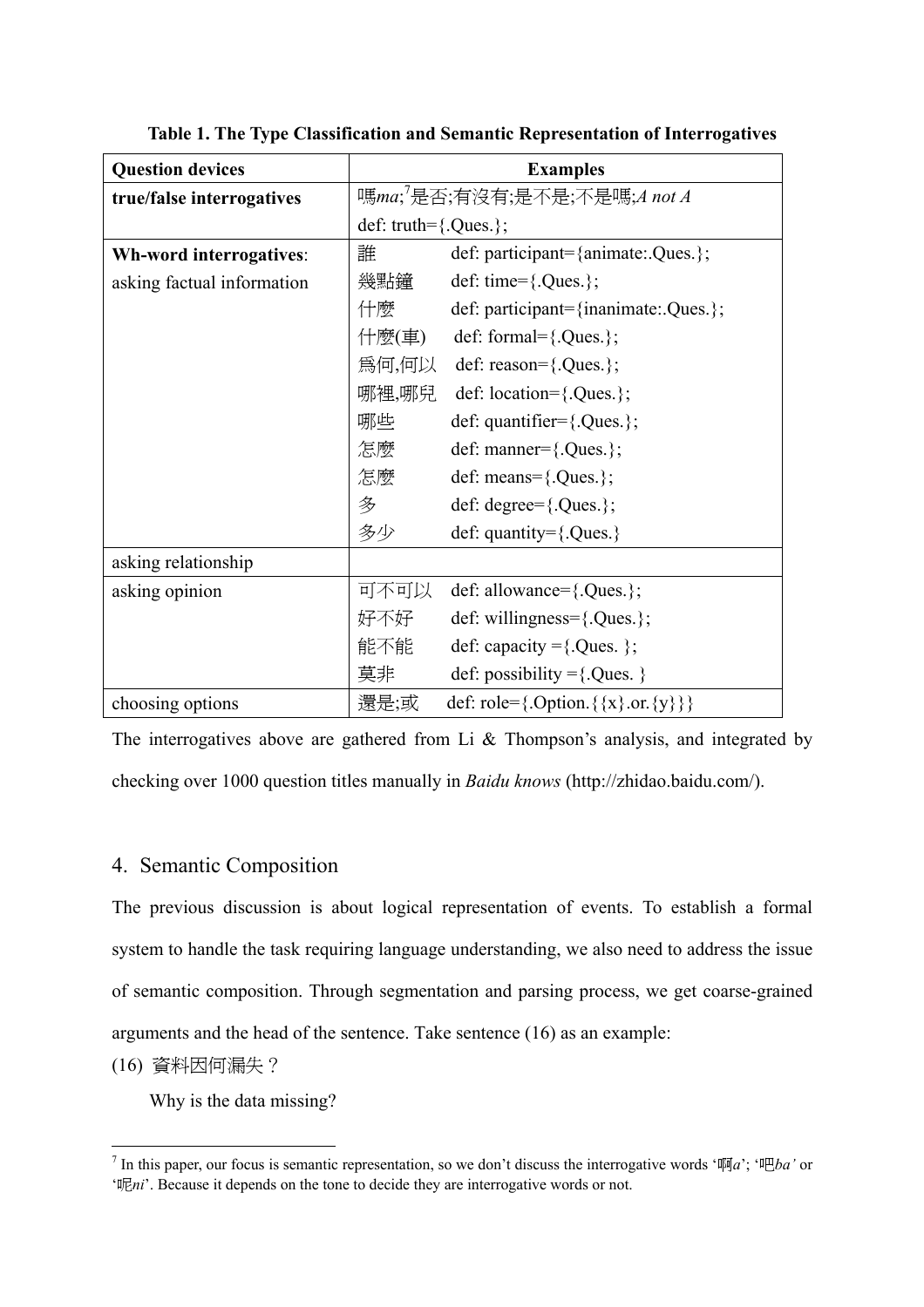**Table 1. The Type Classification and Semantic Representation of Interrogatives**

| Question devices | Examples |
|---|---|
| **true/false interrogatives** | 嗎*ma*;[7]是否;有沒有;是不是;不是嗎;*A not A*<br>def: truth={.Ques.}; |
| **Wh-word interrogatives**:<br>asking factual information | 誰 def: participant={animate:.Ques.};<br>幾點鐘 def: time={.Ques.};<br>什麼 def: participant={inanimate:.Ques.};<br>什麼(車) def: formal={.Ques.};<br>爲何,何以 def: reason={.Ques.};<br>哪裡,哪兒 def: location={.Ques.};<br>哪些 def: quantifier={.Ques.};<br>怎麼 def: manner={.Ques.};<br>怎麼 def: means={.Ques.};<br>多 def: degree={.Ques.};<br>多少 def: quantity={.Ques.} |
| asking relationship | |
| asking opinion | 可不可以 def: allowance={.Ques.};<br>好不好 def: willingness={.Ques.};<br>能不能 def: capacity ={.Ques. };<br>莫非 def: possibility ={.Ques. } |
| choosing options | 還是;或 def: role={.Option.{{x}.or.{y}}} |

The interrogatives above are gathered from Li & Thompson's analysis, and integrated by checking over 1000 question titles manually in *Baidu knows* (http://zhidao.baidu.com/).

## 4. Semantic Composition

The previous discussion is about logical representation of events. To establish a formal system to handle the task requiring language understanding, we also need to address the issue of semantic composition. Through segmentation and parsing process, we get coarse-grained arguments and the head of the sentence. Take sentence (16) as an example:

(16) 資料因何漏失？

Why is the data missing?

---

[7] In this paper, our focus is semantic representation, so we don't discuss the interrogative words '啊*a*'; '吧*ba'* or '呢*ni*'. Because it depends on the tone to decide they are interrogative words or not.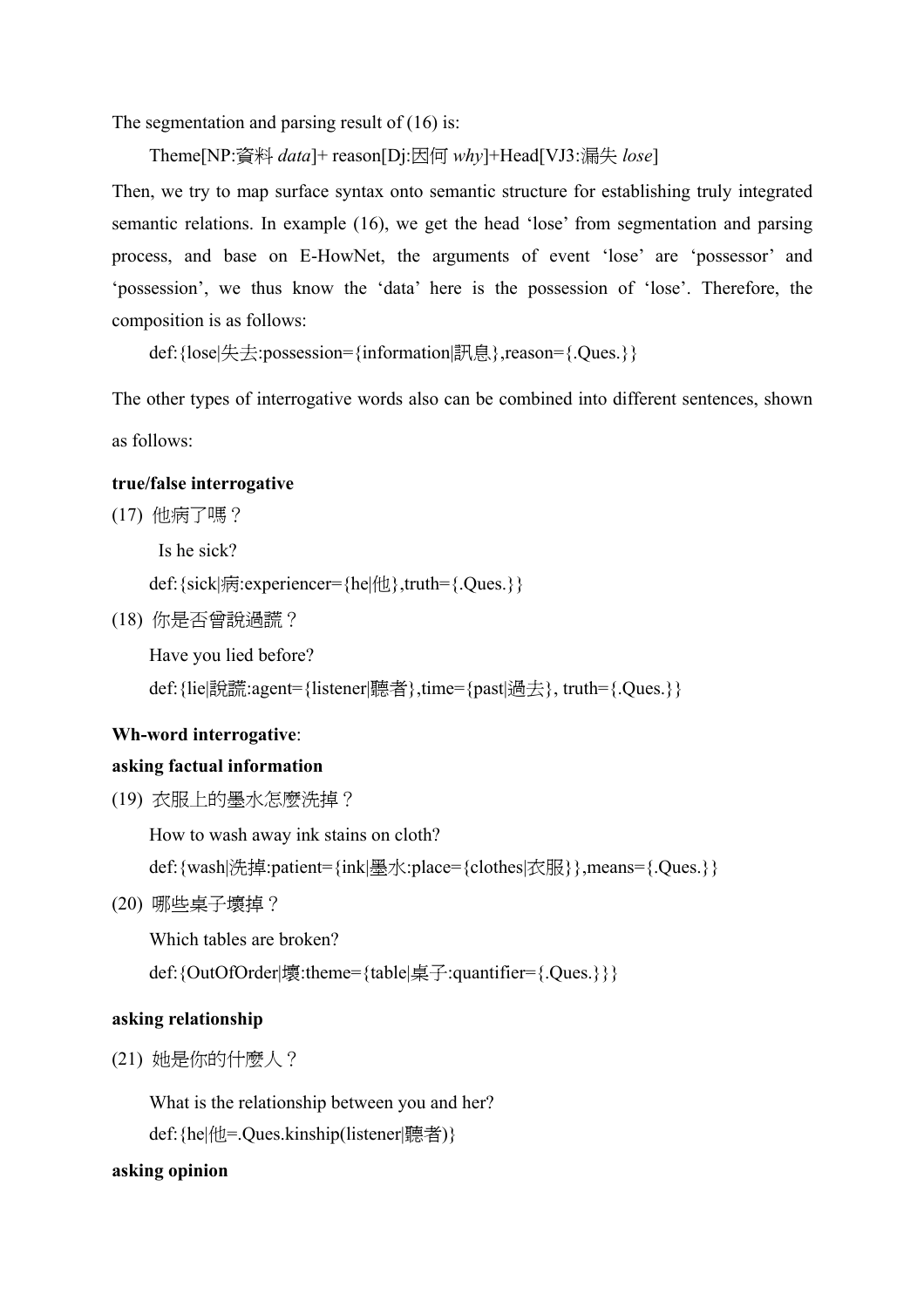The segmentation and parsing result of (16) is:

Theme[NP:資料 *data*]+ reason[Dj:因何 *why*]+Head[VJ3:漏失 *lose*]

Then, we try to map surface syntax onto semantic structure for establishing truly integrated semantic relations. In example (16), we get the head 'lose' from segmentation and parsing process, and base on E-HowNet, the arguments of event 'lose' are 'possessor' and 'possession', we thus know the 'data' here is the possession of 'lose'. Therefore, the composition is as follows:

def:{lose|失去:possession={information|訊息},reason={.Ques.}}

The other types of interrogative words also can be combined into different sentences, shown as follows:

**true/false interrogative**

(17) 他病了嗎？

Is he sick?

def:{sick|病:experiencer={he|他},truth={.Ques.}}

(18) 你是否曾說過謊？

Have you lied before?

def:{lie|說謊:agent={listener|聽者},time={past|過去}, truth={.Ques.}}

**Wh-word interrogative**:

**asking factual information**

(19) 衣服上的墨水怎麼洗掉？

How to wash away ink stains on cloth?

def:{wash|洗掉:patient={ink|墨水:place={clothes|衣服}},means={.Ques.}}

(20) 哪些桌子壞掉？

Which tables are broken?

def:{OutOfOrder|壞:theme={table|桌子:quantifier={.Ques.}}}

**asking relationship**

(21) 她是你的什麼人？

What is the relationship between you and her?

def:{he|他=.Ques.kinship(listener|聽者)}

**asking opinion**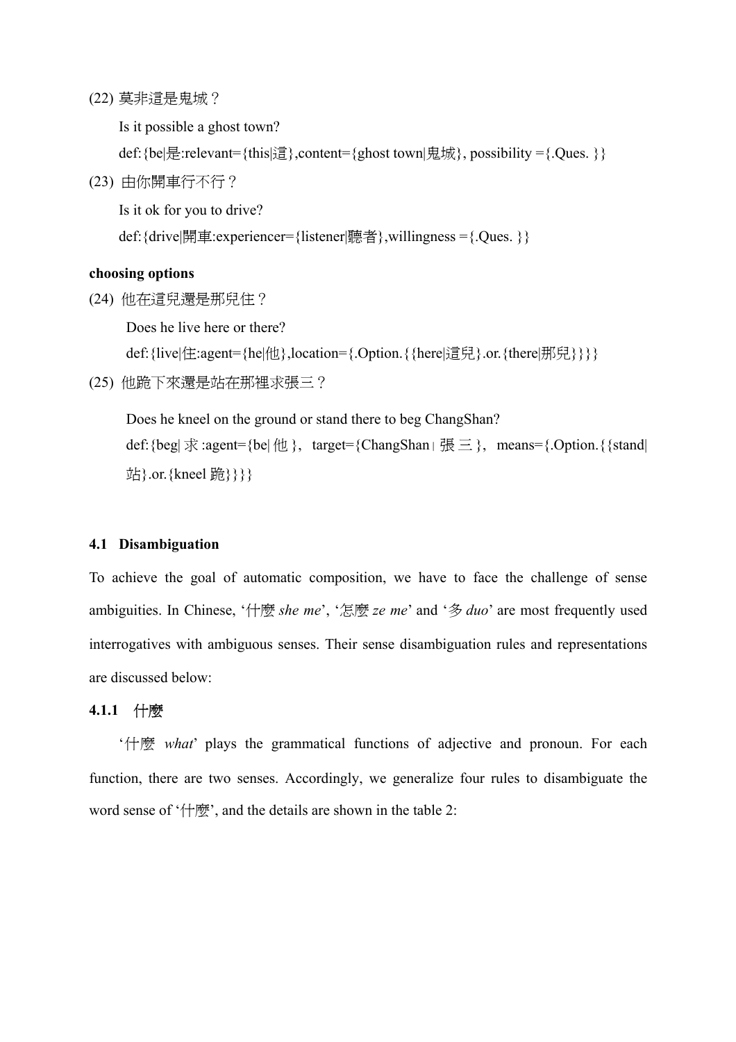(22) 莫非這是鬼城？

Is it possible a ghost town?

def:{be|是:relevant={this|這},content={ghost town|鬼城}, possibility ={.Ques. }}

(23) 由你開車行不行？

Is it ok for you to drive?

def:{drive|開車:experiencer={listener|聽者},willingness ={.Ques. }}

**choosing options**

(24) 他在這兒還是那兒住？

Does he live here or there?

def:{live|住:agent={he|他},location={.Option.{{here|這兒}.or.{there|那兒}}}}

(25) 他跪下來還是站在那裡求張三？

Does he kneel on the ground or stand there to beg ChangShan?

def:{beg|求:agent={be|他}, target={ChangShan|張三}, means={.Option.{{stand|站}.or.{kneel 跪}}}}

### 4.1 Disambiguation

To achieve the goal of automatic composition, we have to face the challenge of sense ambiguities. In Chinese, '什麼 *she me*', '怎麼 *ze me*' and '多 *duo*' are most frequently used interrogatives with ambiguous senses. Their sense disambiguation rules and representations are discussed below:

#### 4.1.1 什麼

'什麼 *what*' plays the grammatical functions of adjective and pronoun. For each function, there are two senses. Accordingly, we generalize four rules to disambiguate the word sense of '什麼', and the details are shown in the table 2: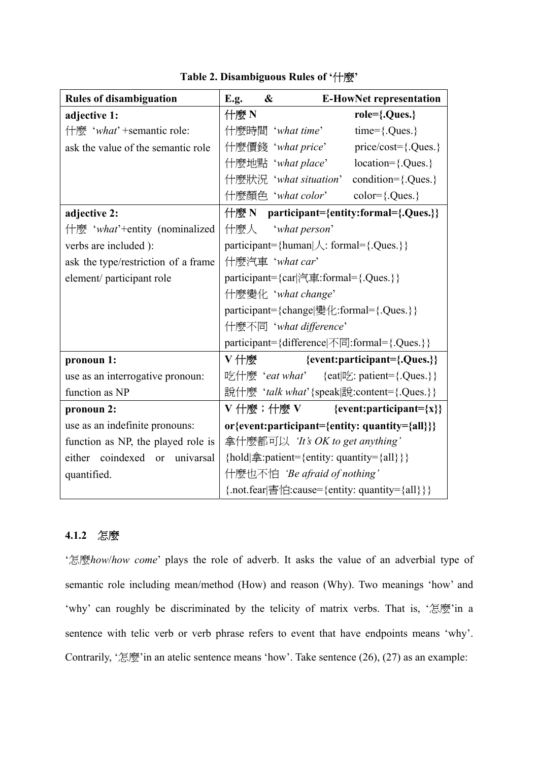**Table 2. Disambiguous Rules of '什麼'**

| Rules of disambiguation | E.g. & E-HowNet representation |
|---|---|
| **adjective 1:**<br>什麼 '*what*' +semantic role:<br>ask the value of the semantic role | **什麼 N** **role={.Ques.}**<br>什麼時間 '*what time*' time={.Ques.}<br>什麼價錢 '*what price*' price/cost={.Ques.}<br>什麼地點 '*what place*' location={.Ques.}<br>什麼狀況 '*what situation*' condition={.Ques.}<br>什麼顏色 '*what color*' color={.Ques.} |
| **adjective 2:**<br>什麼 '*what*'+entity (nominalized verbs are included ):<br>ask the type/restriction of a frame element/ participant role | **什麼 N participant={entity:formal={.Ques.}}**<br>什麼人 '*what person*'<br>participant={human\|人: formal={.Ques.}}<br>什麼汽車 '*what car*'<br>participant={car\|汽車:formal={.Ques.}}<br>什麼變化 '*what change*'<br>participant={change\|變化:formal={.Ques.}}<br>什麼不同 '*what difference*'<br>participant={difference\|不同:formal={.Ques.}} |
| **pronoun 1:**<br>use as an interrogative pronoun:<br>function as NP | **V 什麼** **{event:participant={.Ques.}}**<br>吃什麼 '*eat what*' {eat\|吃: patient={.Ques.}}<br>說什麼 '*talk what*' {speak\|說:content={.Ques.}} |
| **pronoun 2:**<br>use as an indefinite pronouns:<br>function as NP, the played role is either coindexed or univarsal quantified. | **V 什麼；什麼 V** **{event:participant={x}}**<br>**or{event:participant={entity: quantity={all}}}**<br>拿什麼都可以 *'It's OK to get anything'*<br>{hold\|拿:patient={entity: quantity={all}}}<br>什麼也不怕 *'Be afraid of nothing'*<br>{.not.fear\|害怕:cause={entity: quantity={all}}} |

#### 4.1.2 怎麼

'怎麼*how*/*how come*' plays the role of adverb. It asks the value of an adverbial type of semantic role including mean/method (How) and reason (Why). Two meanings 'how' and 'why' can roughly be discriminated by the telicity of matrix verbs. That is, '怎麼'in a sentence with telic verb or verb phrase refers to event that have endpoints means 'why'. Contrarily, '怎麼'in an atelic sentence means 'how'. Take sentence (26), (27) as an example: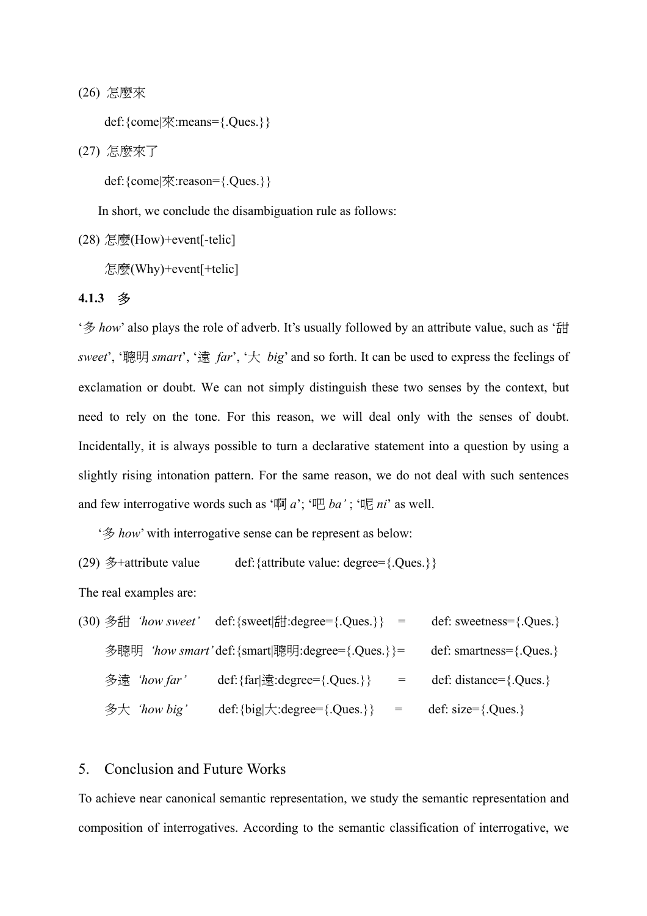(26) 怎麼來

def:{come|來:means={.Ques.}}

(27) 怎麼來了

def:{come|來:reason={.Ques.}}

In short, we conclude the disambiguation rule as follows:

(28) 怎麼(How)+event[-telic]

怎麼(Why)+event[+telic]

### 4.1.3 多

'多 *how*' also plays the role of adverb. It's usually followed by an attribute value, such as '甜 *sweet*', '聰明 *smart*', '遠 *far*', '大 *big*' and so forth. It can be used to express the feelings of exclamation or doubt. We can not simply distinguish these two senses by the context, but need to rely on the tone. For this reason, we will deal only with the senses of doubt. Incidentally, it is always possible to turn a declarative statement into a question by using a slightly rising intonation pattern. For the same reason, we do not deal with such sentences and few interrogative words such as '啊 *a*'; '吧 *ba'* ; '呢 *ni*' as well.

'多 *how*' with interrogative sense can be represent as below:

(29) 多+attribute value def:{attribute value: degree={.Ques.}}

The real examples are:

(30) 多甜 *'how sweet'* def:{sweet|甜:degree={.Ques.}} = def: sweetness={.Ques.}

多聰明 *'how smart'* def:{smart|聰明:degree={.Ques.}}= def: smartness={.Ques.}

多遠 *'how far'* def:{far|遠:degree={.Ques.}} = def: distance={.Ques.}

多大 *'how big'* def:{big|大:degree={.Ques.}} = def: size={.Ques.}

## 5. Conclusion and Future Works

To achieve near canonical semantic representation, we study the semantic representation and composition of interrogatives. According to the semantic classification of interrogative, we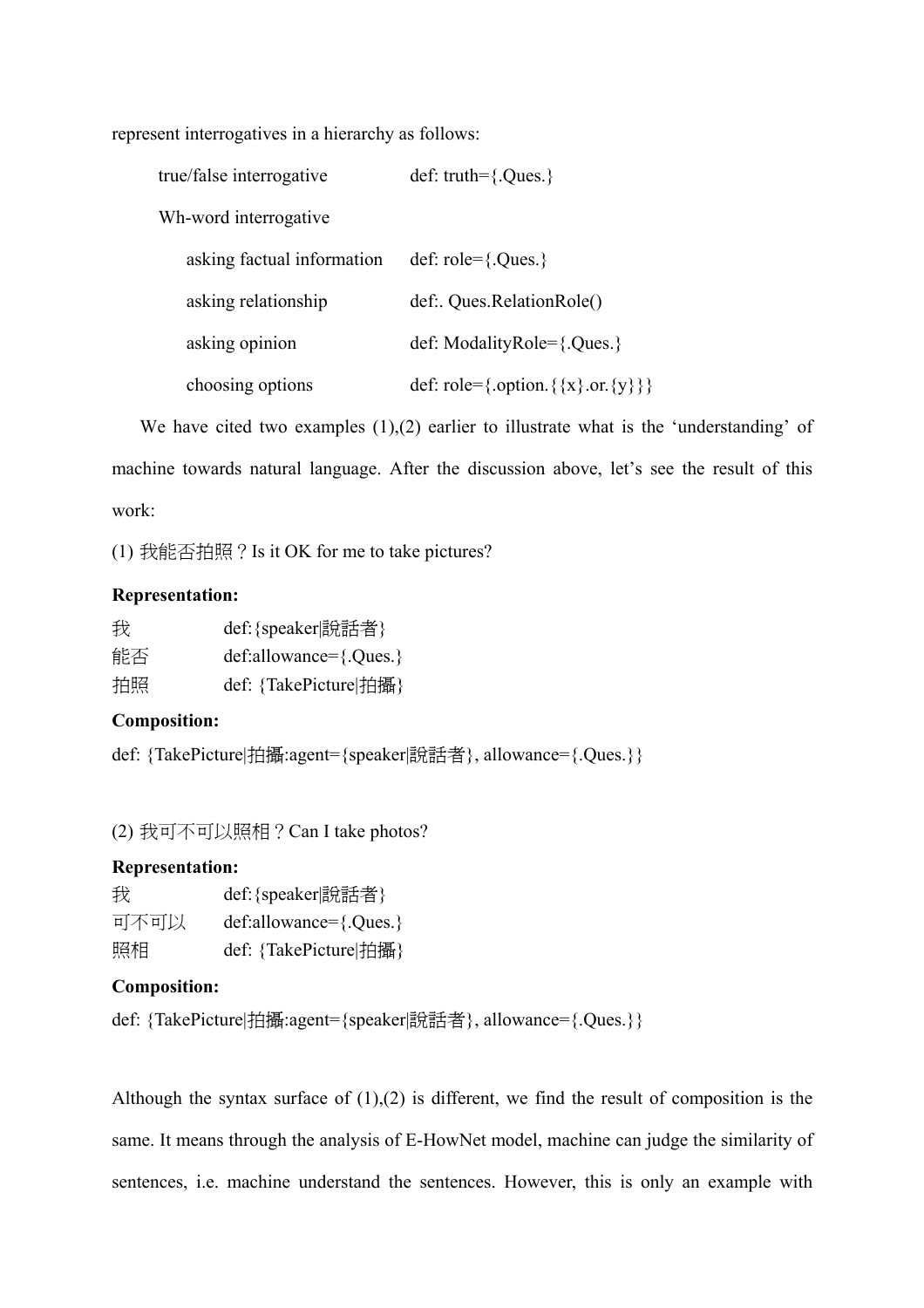represent interrogatives in a hierarchy as follows:

| | |
|---|---|
| true/false interrogative | def: truth={.Ques.} |
| Wh-word interrogative | |
| asking factual information | def: role={.Ques.} |
| asking relationship | def:. Ques.RelationRole() |
| asking opinion | def: ModalityRole={.Ques.} |
| choosing options | def: role={.option.{{x}.or.{y}}} |

We have cited two examples (1),(2) earlier to illustrate what is the 'understanding' of machine towards natural language. After the discussion above, let's see the result of this work:

(1) 我能否拍照？Is it OK for me to take pictures?

**Representation:**

| | |
|---|---|
| 我 | def:{speaker\|說話者} |
| 能否 | def:allowance={.Ques.} |
| 拍照 | def: {TakePicture\|拍攝} |

**Composition:**

def: {TakePicture|拍攝:agent={speaker|說話者}, allowance={.Ques.}}

(2) 我可不可以照相？Can I take photos?

**Representation:**

| | |
|---|---|
| 我 | def:{speaker\|說話者} |
| 可不可以 | def:allowance={.Ques.} |
| 照相 | def: {TakePicture\|拍攝} |

**Composition:**

def: {TakePicture|拍攝:agent={speaker|說話者}, allowance={.Ques.}}

Although the syntax surface of (1),(2) is different, we find the result of composition is the same. It means through the analysis of E-HowNet model, machine can judge the similarity of sentences, i.e. machine understand the sentences. However, this is only an example with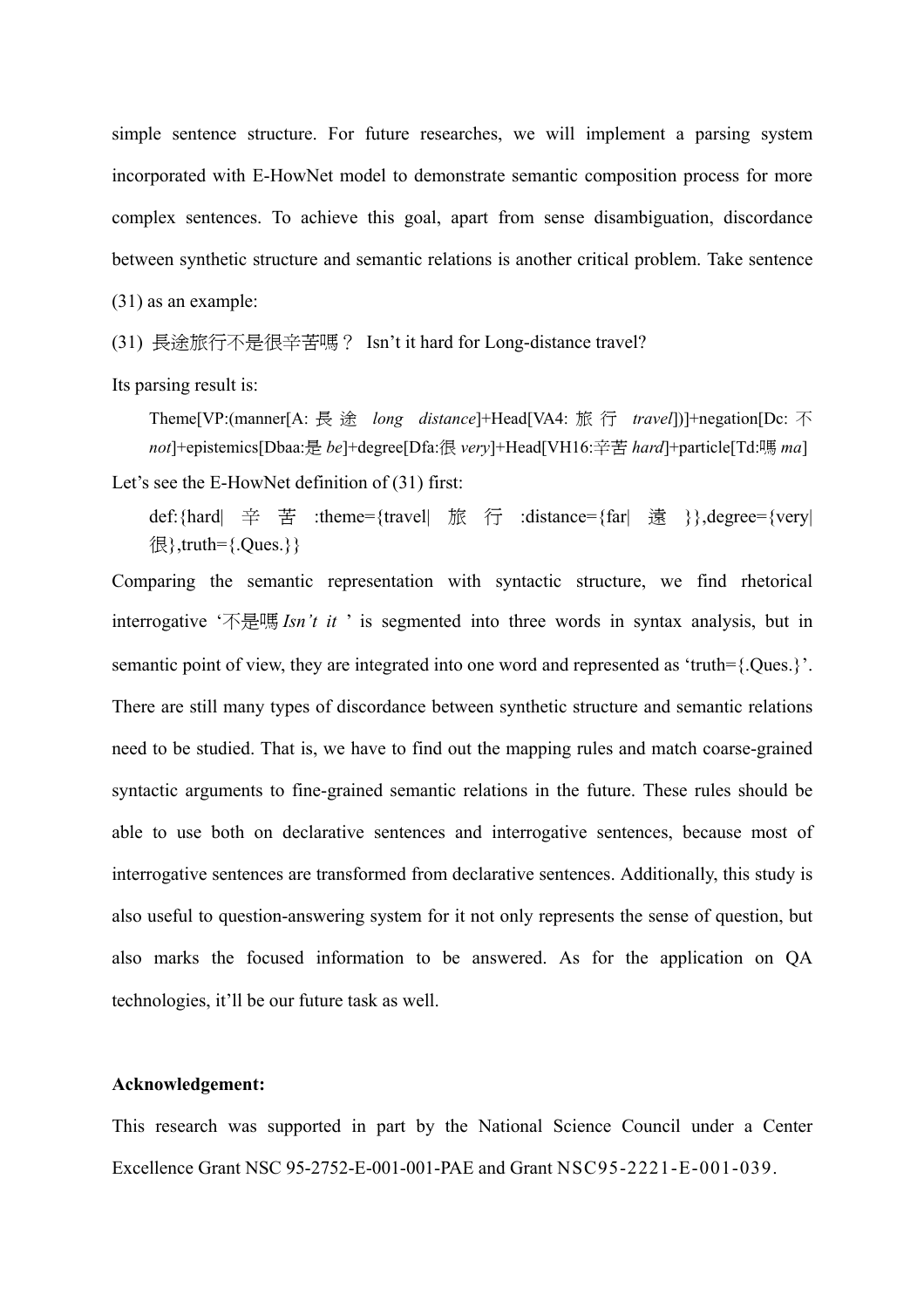simple sentence structure. For future researches, we will implement a parsing system incorporated with E-HowNet model to demonstrate semantic composition process for more complex sentences. To achieve this goal, apart from sense disambiguation, discordance between synthetic structure and semantic relations is another critical problem. Take sentence (31) as an example:

(31) 長途旅行不是很辛苦嗎？ Isn't it hard for Long-distance travel?

Its parsing result is:

> Theme[VP:(manner[A: 長途 *long distance*]+Head[VA4: 旅行 *travel*])]+negation[Dc: 不 *not*]+epistemics[Dbaa:是 *be*]+degree[Dfa:很 *very*]+Head[VH16:辛苦 *hard*]+particle[Td:嗎 *ma*]

Let's see the E-HowNet definition of (31) first:

> def:{hard|辛苦:theme={travel|旅行:distance={far|遠}},degree={very|很},truth={.Ques.}}

Comparing the semantic representation with syntactic structure, we find rhetorical interrogative '不是嗎 *Isn't it*' is segmented into three words in syntax analysis, but in semantic point of view, they are integrated into one word and represented as 'truth={.Ques.}'. There are still many types of discordance between synthetic structure and semantic relations need to be studied. That is, we have to find out the mapping rules and match coarse-grained syntactic arguments to fine-grained semantic relations in the future. These rules should be able to use both on declarative sentences and interrogative sentences, because most of interrogative sentences are transformed from declarative sentences. Additionally, this study is also useful to question-answering system for it not only represents the sense of question, but also marks the focused information to be answered. As for the application on QA technologies, it'll be our future task as well.

**Acknowledgement:**

This research was supported in part by the National Science Council under a Center Excellence Grant NSC 95-2752-E-001-001-PAE and Grant NSC95-2221-E-001-039.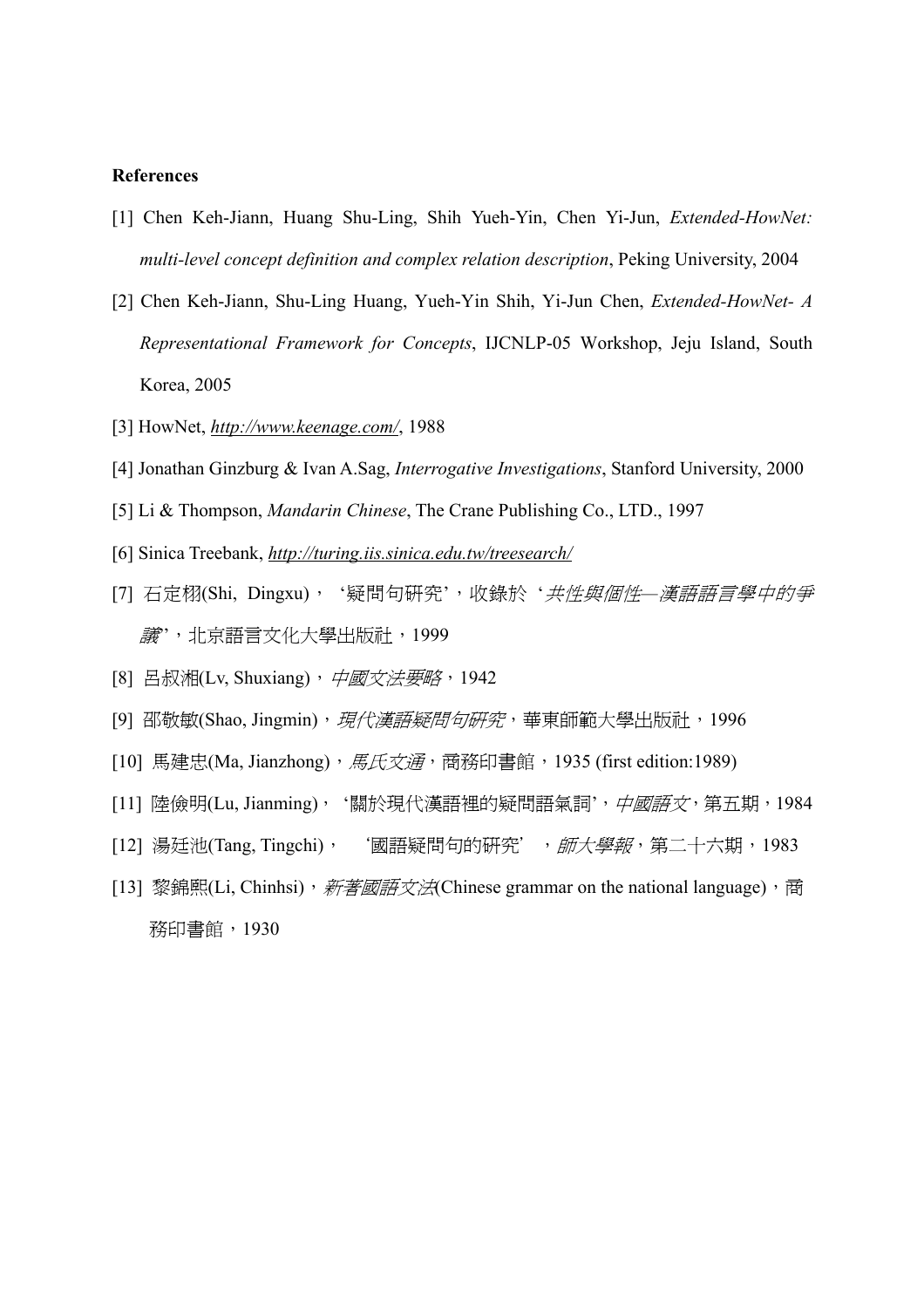**References**

[1] Chen Keh-Jiann, Huang Shu-Ling, Shih Yueh-Yin, Chen Yi-Jun, *Extended-HowNet: multi-level concept definition and complex relation description*, Peking University, 2004

[2] Chen Keh-Jiann, Shu-Ling Huang, Yueh-Yin Shih, Yi-Jun Chen, *Extended-HowNet- A Representational Framework for Concepts*, IJCNLP-05 Workshop, Jeju Island, South Korea, 2005

[3] HowNet, *http://www.keenage.com/*, 1988

[4] Jonathan Ginzburg & Ivan A.Sag, *Interrogative Investigations*, Stanford University, 2000

[5] Li & Thompson, *Mandarin Chinese*, The Crane Publishing Co., LTD., 1997

[6] Sinica Treebank, *http://turing.iis.sinica.edu.tw/treesearch/*

[7] 石定栩(Shi, Dingxu)，'疑問句研究'，收錄於'*共性與個性—漢語語言學中的爭議*'，北京語言文化大學出版社，1999

[8] 呂叔湘(Lv, Shuxiang)，*中國文法要略*，1942

[9] 邵敬敏(Shao, Jingmin)，*現代漢語疑問句研究*，華東師範大學出版社，1996

[10] 馬建忠(Ma, Jianzhong)，*馬氏文通*，商務印書館，1935 (first edition:1989)

[11] 陸儉明(Lu, Jianming)，'關於現代漢語裡的疑問語氣詞'，*中國語文*，第五期，1984

[12] 湯廷池(Tang, Tingchi)，'國語疑問句的研究'，*師大學報*，第二十六期，1983

[13] 黎錦熙(Li, Chinhsi)，*新著國語文法*(Chinese grammar on the national language)，商務印書館，1930